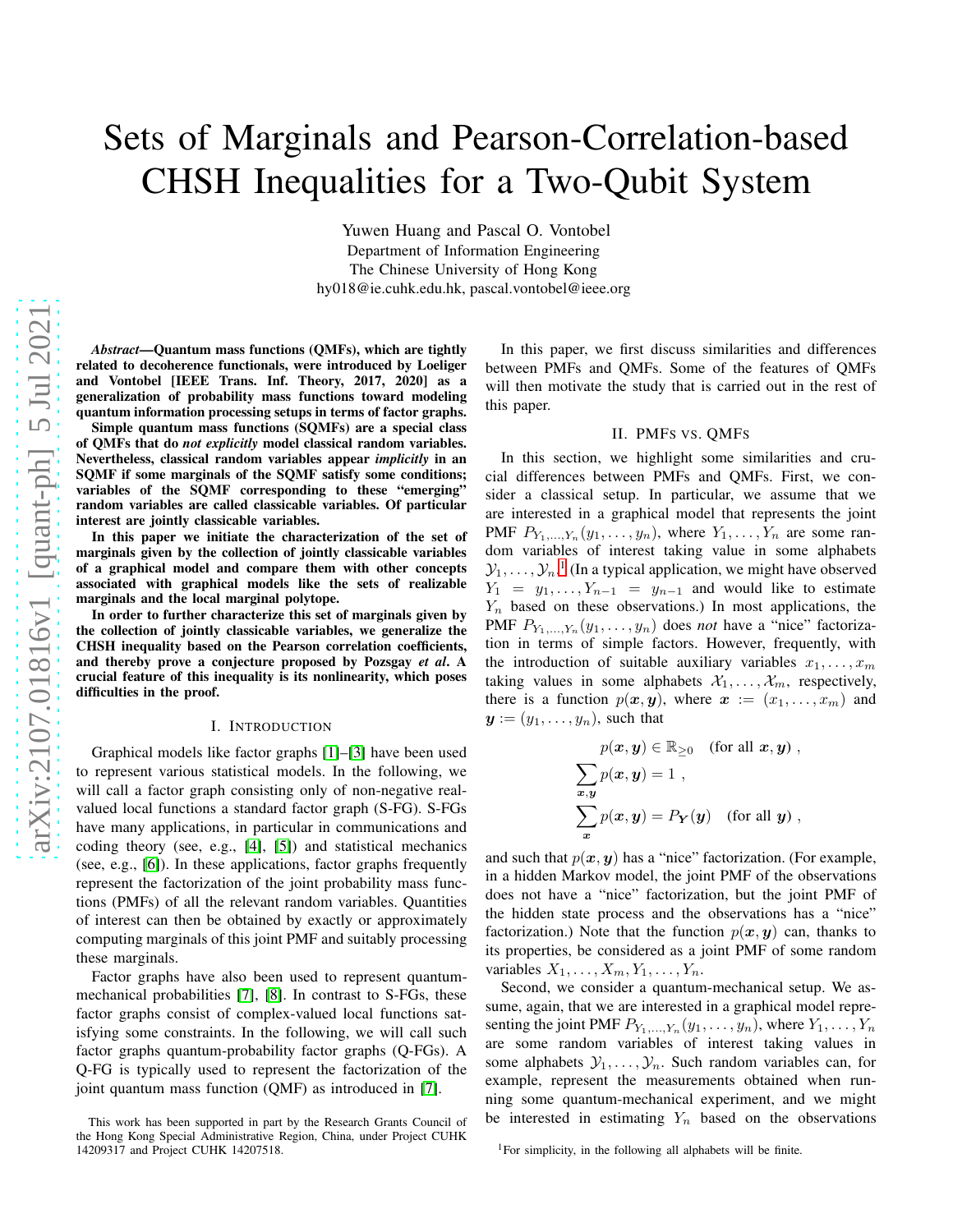# Sets of Marginals and Pearson-Correlation-based CHSH Inequalities for a Two-Qubit System

Yuwen Huang and Pascal O. Vontobel
Department of Information Engineering
The Chinese University of Hong Kong
hy018@ie.cuhk.edu.hk, pascal.vontobel@ieee.org

***Abstract*—Quantum mass functions (QMFs), which are tightly related to decoherence functionals, were introduced by Loeliger and Vontobel [IEEE Trans. Inf. Theory, 2017, 2020] as a generalization of probability mass functions toward modeling quantum information processing setups in terms of factor graphs.**

**Simple quantum mass functions (SQMFs) are a special class of QMFs that do *not explicitly* model classical random variables. Nevertheless, classical random variables appear *implicitly* in an SQMF if some marginals of the SQMF satisfy some conditions; variables of the SQMF corresponding to these "emerging" random variables are called classicable variables. Of particular interest are jointly classicable variables.**

**In this paper we initiate the characterization of the set of marginals given by the collection of jointly classicable variables of a graphical model and compare them with other concepts associated with graphical models like the sets of realizable marginals and the local marginal polytope.**

**In order to further characterize this set of marginals given by the collection of jointly classicable variables, we generalize the CHSH inequality based on the Pearson correlation coefficients, and thereby prove a conjecture proposed by Pozsgay *et al*. A crucial feature of this inequality is its nonlinearity, which poses difficulties in the proof.**

## I. Introduction

Graphical models like factor graphs [1]–[3] have been used to represent various statistical models. In the following, we will call a factor graph consisting only of non-negative real-valued local functions a standard factor graph (S-FG). S-FGs have many applications, in particular in communications and coding theory (see, e.g., [4], [5]) and statistical mechanics (see, e.g., [6]). In these applications, factor graphs frequently represent the factorization of the joint probability mass functions (PMFs) of all the relevant random variables. Quantities of interest can then be obtained by exactly or approximately computing marginals of this joint PMF and suitably processing these marginals.

Factor graphs have also been used to represent quantum-mechanical probabilities [7], [8]. In contrast to S-FGs, these factor graphs consist of complex-valued local functions satisfying some constraints. In the following, we will call such factor graphs quantum-probability factor graphs (Q-FGs). A Q-FG is typically used to represent the factorization of the joint quantum mass function (QMF) as introduced in [7].

In this paper, we first discuss similarities and differences between PMFs and QMFs. Some of the features of QMFs will then motivate the study that is carried out in the rest of this paper.

## II. PMFs vs. QMFs

In this section, we highlight some similarities and crucial differences between PMFs and QMFs. First, we consider a classical setup. In particular, we assume that we are interested in a graphical model that represents the joint PMF $P_{Y_1,\ldots,Y_n}(y_1,\ldots,y_n)$, where $Y_1,\ldots,Y_n$ are some random variables of interest taking value in some alphabets $\mathcal{Y}_1,\ldots,\mathcal{Y}_n$.[1] (In a typical application, we might have observed $Y_1 = y_1,\ldots,Y_{n-1} = y_{n-1}$ and would like to estimate $Y_n$ based on these observations.) In most applications, the PMF $P_{Y_1,\ldots,Y_n}(y_1,\ldots,y_n)$ does *not* have a "nice" factorization in terms of simple factors. However, frequently, with the introduction of suitable auxiliary variables $x_1,\ldots,x_m$ taking values in some alphabets $\mathcal{X}_1,\ldots,\mathcal{X}_m$, respectively, there is a function $p(\boldsymbol{x},\boldsymbol{y})$, where $\boldsymbol{x} := (x_1,\ldots,x_m)$ and $\boldsymbol{y} := (y_1,\ldots,y_n)$, such that

$$
\begin{aligned}
p(\boldsymbol{x},\boldsymbol{y}) &\in \mathbb{R}_{\geq 0} \quad \text{(for all } \boldsymbol{x},\boldsymbol{y}\text{)} ,\\
\sum_{\boldsymbol{x},\boldsymbol{y}} p(\boldsymbol{x},\boldsymbol{y}) &= 1 ,\\
\sum_{\boldsymbol{x}} p(\boldsymbol{x},\boldsymbol{y}) &= P_{\boldsymbol{Y}}(\boldsymbol{y}) \quad \text{(for all } \boldsymbol{y}\text{)} ,
\end{aligned}
$$

and such that $p(\boldsymbol{x},\boldsymbol{y})$ has a "nice" factorization. (For example, in a hidden Markov model, the joint PMF of the observations does not have a "nice" factorization, but the joint PMF of the hidden state process and the observations has a "nice" factorization.) Note that the function $p(\boldsymbol{x},\boldsymbol{y})$ can, thanks to its properties, be considered as a joint PMF of some random variables $X_1,\ldots,X_m,Y_1,\ldots,Y_n$.

Second, we consider a quantum-mechanical setup. We assume, again, that we are interested in a graphical model representing the joint PMF $P_{Y_1,\ldots,Y_n}(y_1,\ldots,y_n)$, where $Y_1,\ldots,Y_n$ are some random variables of interest taking values in some alphabets $\mathcal{Y}_1,\ldots,\mathcal{Y}_n$. Such random variables can, for example, represent the measurements obtained when running some quantum-mechanical experiment, and we might be interested in estimating $Y_n$ based on the observations

[1] For simplicity, in the following all alphabets will be finite.

This work has been supported in part by the Research Grants Council of the Hong Kong Special Administrative Region, China, under Project CUHK 14209317 and Project CUHK 14207518.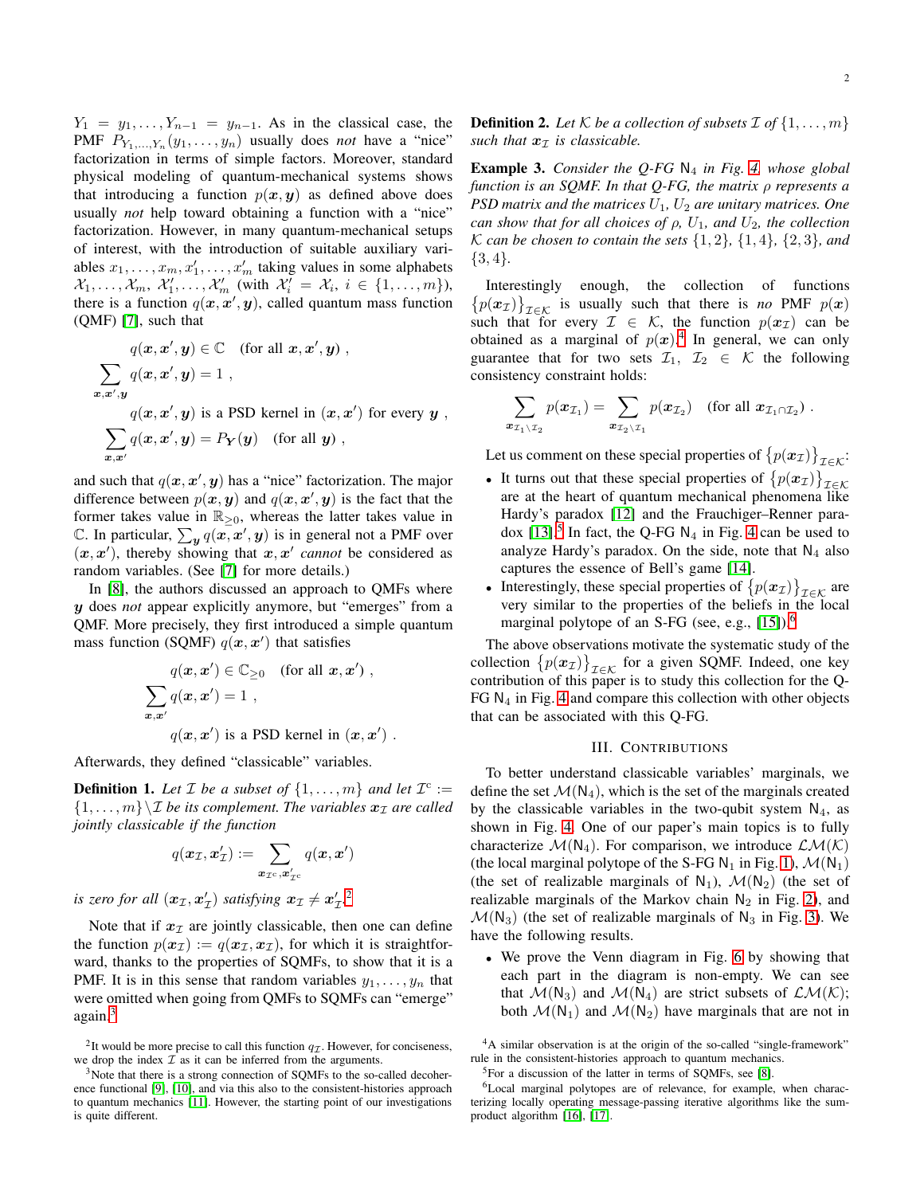$Y_1 = y_1, \ldots, Y_{n-1} = y_{n-1}$. As in the classical case, the PMF $P_{Y_1,\ldots,Y_n}(y_1,\ldots,y_n)$ usually does *not* have a "nice" factorization in terms of simple factors. Moreover, standard physical modeling of quantum-mechanical systems shows that introducing a function $p(\boldsymbol{x},\boldsymbol{y})$ as defined above does usually *not* help toward obtaining a function with a "nice" factorization. However, in many quantum-mechanical setups of interest, with the introduction of suitable auxiliary variables $x_1,\ldots,x_m,x'_1,\ldots,x'_m$ taking values in some alphabets $\mathcal{X}_1,\ldots,\mathcal{X}_m$, $\mathcal{X}'_1,\ldots,\mathcal{X}'_m$ (with $\mathcal{X}'_i = \mathcal{X}_i$, $i \in \{1,\ldots,m\}$), there is a function $q(\boldsymbol{x},\boldsymbol{x}',\boldsymbol{y})$, called quantum mass function (QMF) [7], such that

$$
\begin{aligned}
&q(\boldsymbol{x},\boldsymbol{x}',\boldsymbol{y}) \in \mathbb{C} \quad (\text{for all } \boldsymbol{x},\boldsymbol{x}',\boldsymbol{y}) \ , \\
&\sum_{\boldsymbol{x},\boldsymbol{x}',\boldsymbol{y}} q(\boldsymbol{x},\boldsymbol{x}',\boldsymbol{y}) = 1 \ , \\
&q(\boldsymbol{x},\boldsymbol{x}',\boldsymbol{y}) \text{ is a PSD kernel in } (\boldsymbol{x},\boldsymbol{x}') \text{ for every } \boldsymbol{y} \ , \\
&\sum_{\boldsymbol{x},\boldsymbol{x}'} q(\boldsymbol{x},\boldsymbol{x}',\boldsymbol{y}) = P_{\boldsymbol{Y}}(\boldsymbol{y}) \quad (\text{for all } \boldsymbol{y}) \ ,
\end{aligned}
$$

and such that $q(\boldsymbol{x},\boldsymbol{x}',\boldsymbol{y})$ has a "nice" factorization. The major difference between $p(\boldsymbol{x},\boldsymbol{y})$ and $q(\boldsymbol{x},\boldsymbol{x}',\boldsymbol{y})$ is the fact that the former takes value in $\mathbb{R}_{\geq 0}$, whereas the latter takes value in $\mathbb{C}$. In particular, $\sum_{\boldsymbol{y}} q(\boldsymbol{x},\boldsymbol{x}',\boldsymbol{y})$ is in general not a PMF over $(\boldsymbol{x},\boldsymbol{x}')$, thereby showing that $\boldsymbol{x},\boldsymbol{x}'$ *cannot* be considered as random variables. (See [7] for more details.)

In [8], the authors discussed an approach to QMFs where $\boldsymbol{y}$ does *not* appear explicitly anymore, but "emerges" from a QMF. More precisely, they first introduced a simple quantum mass function (SQMF) $q(\boldsymbol{x},\boldsymbol{x}')$ that satisfies

$$
\begin{aligned}
&q(\boldsymbol{x},\boldsymbol{x}') \in \mathbb{C}_{\geq 0} \quad (\text{for all } \boldsymbol{x},\boldsymbol{x}') \ , \\
&\sum_{\boldsymbol{x},\boldsymbol{x}'} q(\boldsymbol{x},\boldsymbol{x}') = 1 \ , \\
&q(\boldsymbol{x},\boldsymbol{x}') \text{ is a PSD kernel in } (\boldsymbol{x},\boldsymbol{x}') \ .
\end{aligned}
$$

Afterwards, they defined "classicable" variables.

**Definition 1.** *Let $\mathcal{I}$ be a subset of $\{1,\ldots,m\}$ and let $\mathcal{I}^{\mathrm{c}} := \{1,\ldots,m\} \setminus \mathcal{I}$ be its complement. The variables $\boldsymbol{x}_{\mathcal{I}}$ are called jointly classicable if the function*

$$
q(\boldsymbol{x}_{\mathcal{I}},\boldsymbol{x}'_{\mathcal{I}}) := \sum_{\boldsymbol{x}_{\mathcal{I}^{\mathrm{c}}},\boldsymbol{x}'_{\mathcal{I}^{\mathrm{c}}}} q(\boldsymbol{x},\boldsymbol{x}')
$$

*is zero for all $(\boldsymbol{x}_{\mathcal{I}},\boldsymbol{x}'_{\mathcal{I}})$ satisfying $\boldsymbol{x}_{\mathcal{I}} \neq \boldsymbol{x}'_{\mathcal{I}}$.*[2]

Note that if $\boldsymbol{x}_{\mathcal{I}}$ are jointly classicable, then one can define the function $p(\boldsymbol{x}_{\mathcal{I}}) := q(\boldsymbol{x}_{\mathcal{I}},\boldsymbol{x}_{\mathcal{I}})$, for which it is straightforward, thanks to the properties of SQMFs, to show that it is a PMF. It is in this sense that random variables $y_1,\ldots,y_n$ that were omitted when going from QMFs to SQMFs can "emerge" again.[3]

[2] It would be more precise to call this function $q_{\mathcal{I}}$. However, for conciseness, we drop the index $\mathcal{I}$ as it can be inferred from the arguments.

[3] Note that there is a strong connection of SQMFs to the so-called decoherence functional [9], [10], and via this also to the consistent-histories approach to quantum mechanics [11]. However, the starting point of our investigations is quite different.

**Definition 2.** *Let $\mathcal{K}$ be a collection of subsets $\mathcal{I}$ of $\{1,\ldots,m\}$ such that $\boldsymbol{x}_{\mathcal{I}}$ is classicable.*

**Example 3.** *Consider the Q-FG $\mathsf{N}_4$ in Fig. 4 whose global function is an SQMF. In that Q-FG, the matrix $\rho$ represents a PSD matrix and the matrices $U_1$, $U_2$ are unitary matrices. One can show that for all choices of $\rho$, $U_1$, and $U_2$, the collection $\mathcal{K}$ can be chosen to contain the sets $\{1,2\}$, $\{1,4\}$, $\{2,3\}$, and $\{3,4\}$.*

Interestingly enough, the collection of functions $\{p(\boldsymbol{x}_{\mathcal{I}})\}_{\mathcal{I}\in\mathcal{K}}$ is usually such that there is *no* PMF $p(\boldsymbol{x})$ such that for every $\mathcal{I} \in \mathcal{K}$, the function $p(\boldsymbol{x}_{\mathcal{I}})$ can be obtained as a marginal of $p(\boldsymbol{x})$.[4] In general, we can only guarantee that for two sets $\mathcal{I}_1$, $\mathcal{I}_2 \in \mathcal{K}$ the following consistency constraint holds:

$$
\sum_{\boldsymbol{x}_{\mathcal{I}_1\setminus\mathcal{I}_2}} p(\boldsymbol{x}_{\mathcal{I}_1}) = \sum_{\boldsymbol{x}_{\mathcal{I}_2\setminus\mathcal{I}_1}} p(\boldsymbol{x}_{\mathcal{I}_2}) \quad (\text{for all } \boldsymbol{x}_{\mathcal{I}_1\cap\mathcal{I}_2}) \ .
$$

Let us comment on these special properties of $\{p(\boldsymbol{x}_{\mathcal{I}})\}_{\mathcal{I}\in\mathcal{K}}$:

- It turns out that these special properties of $\{p(\boldsymbol{x}_{\mathcal{I}})\}_{\mathcal{I}\in\mathcal{K}}$ are at the heart of quantum mechanical phenomena like Hardy's paradox [12] and the Frauchiger–Renner paradox [13].[5] In fact, the Q-FG $\mathsf{N}_4$ in Fig. 4 can be used to analyze Hardy's paradox. On the side, note that $\mathsf{N}_4$ also captures the essence of Bell's game [14].
- Interestingly, these special properties of $\{p(\boldsymbol{x}_{\mathcal{I}})\}_{\mathcal{I}\in\mathcal{K}}$ are very similar to the properties of the beliefs in the local marginal polytope of an S-FG (see, e.g., [15]).[6]

The above observations motivate the systematic study of the collection $\{p(\boldsymbol{x}_{\mathcal{I}})\}_{\mathcal{I}\in\mathcal{K}}$ for a given SQMF. Indeed, one key contribution of this paper is to study this collection for the Q-FG $\mathsf{N}_4$ in Fig. 4 and compare this collection with other objects that can be associated with this Q-FG.

## III. Contributions

To better understand classicable variables' marginals, we define the set $\mathcal{M}(\mathsf{N}_4)$, which is the set of the marginals created by the classicable variables in the two-qubit system $\mathsf{N}_4$, as shown in Fig. 4. One of our paper's main topics is to fully characterize $\mathcal{M}(\mathsf{N}_4)$. For comparison, we introduce $\mathcal{LM}(\mathcal{K})$ (the local marginal polytope of the S-FG $\mathsf{N}_1$ in Fig. 1), $\mathcal{M}(\mathsf{N}_1)$ (the set of realizable marginals of $\mathsf{N}_1$), $\mathcal{M}(\mathsf{N}_2)$ (the set of realizable marginals of the Markov chain $\mathsf{N}_2$ in Fig. 2), and $\mathcal{M}(\mathsf{N}_3)$ (the set of realizable marginals of $\mathsf{N}_3$ in Fig. 3). We have the following results.

- We prove the Venn diagram in Fig. 6 by showing that each part in the diagram is non-empty. We can see that $\mathcal{M}(\mathsf{N}_3)$ and $\mathcal{M}(\mathsf{N}_4)$ are strict subsets of $\mathcal{LM}(\mathcal{K})$; both $\mathcal{M}(\mathsf{N}_1)$ and $\mathcal{M}(\mathsf{N}_2)$ have marginals that are not in

[4] A similar observation is at the origin of the so-called "single-framework" rule in the consistent-histories approach to quantum mechanics.

[5] For a discussion of the latter in terms of SQMFs, see [8].

[6] Local marginal polytopes are of relevance, for example, when characterizing locally operating message-passing iterative algorithms like the sum-product algorithm [16], [17].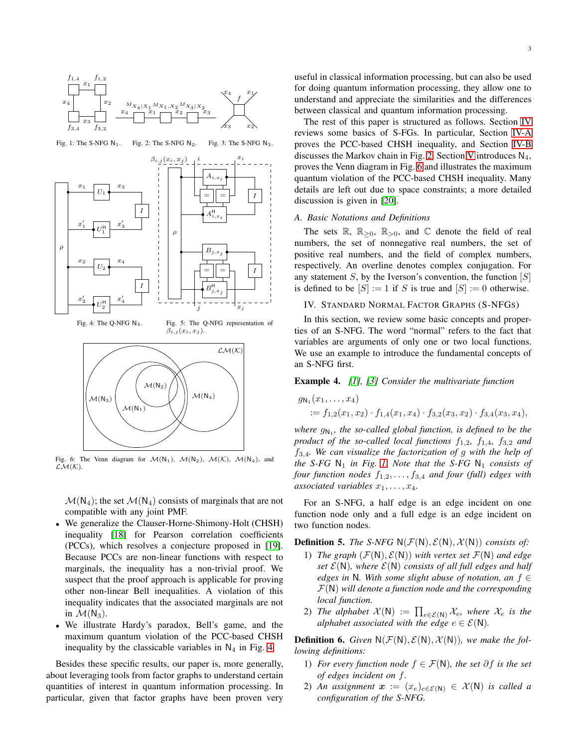Fig. 1: The S-NFG $\mathsf{N}_1$.

Fig. 2: The S-NFG $\mathsf{N}_2$.

Fig. 3: The S-NFG $\mathsf{N}_3$.

Fig. 4: The Q-NFG $\mathsf{N}_4$.

Fig. 5: The Q-NFG representation of $\beta_{i,j}(x_i, x_j)$.

Fig. 6: The Venn diagram for $\mathcal{M}(\mathsf{N}_1)$, $\mathcal{M}(\mathsf{N}_2)$, $\mathcal{M}(\mathcal{K})$, $\mathcal{M}(\mathsf{N}_4)$, and $\mathcal{LM}(\mathcal{K})$.

$\mathcal{M}(\mathsf{N}_4)$; the set $\mathcal{M}(\mathsf{N}_4)$ consists of marginals that are not compatible with any joint PMF.

- We generalize the Clauser-Horne-Shimony-Holt (CHSH) inequality [18] for Pearson correlation coefficients (PCCs), which resolves a conjecture proposed in [19]. Because PCCs are non-linear functions with respect to marginals, the inequality has a non-trivial proof. We suspect that the proof approach is applicable for proving other non-linear Bell inequalities. A violation of this inequality indicates that the associated marginals are not in $\mathcal{M}(\mathsf{N}_3)$.
- We illustrate Hardy's paradox, Bell's game, and the maximum quantum violation of the PCC-based CHSH inequality by the classicable variables in $\mathsf{N}_4$ in Fig. 4.

Besides these specific results, our paper is, more generally, about leveraging tools from factor graphs to understand certain quantities of interest in quantum information processing. In particular, given that factor graphs have been proven very useful in classical information processing, but can also be used for doing quantum information processing, they allow one to understand and appreciate the similarities and the differences between classical and quantum information processing.

The rest of this paper is structured as follows. Section IV reviews some basics of S-FGs. In particular, Section IV-A proves the PCC-based CHSH inequality, and Section IV-B discusses the Markov chain in Fig. 2. Section V introduces $\mathsf{N}_4$, proves the Venn diagram in Fig. 6 and illustrates the maximum quantum violation of the PCC-based CHSH inequality. Many details are left out due to space constraints; a more detailed discussion is given in [20].

### A. Basic Notations and Definitions

The sets $\mathbb{R}$, $\mathbb{R}_{\geq 0}$, $\mathbb{R}_{>0}$, and $\mathbb{C}$ denote the field of real numbers, the set of nonnegative real numbers, the set of positive real numbers, and the field of complex numbers, respectively. An overline denotes complex conjugation. For any statement $S$, by the Iverson's convention, the function $[S]$ is defined to be $[S] := 1$ if $S$ is true and $[S] := 0$ otherwise.

## IV. Standard Normal Factor Graphs (S-NFGs)

In this section, we review some basic concepts and properties of an S-NFG. The word "normal" refers to the fact that variables are arguments of only one or two local functions. We use an example to introduce the fundamental concepts of an S-NFG first.

**Example 4.** *[1], [3] Consider the multivariate function*

$$g_{\mathsf{N}_1}(x_1, \ldots, x_4) := f_{1,2}(x_1, x_2) \cdot f_{1,4}(x_1, x_4) \cdot f_{3,2}(x_3, x_2) \cdot f_{3,4}(x_3, x_4),$$

*where $g_{\mathsf{N}_1}$, the so-called global function, is defined to be the product of the so-called local functions $f_{1,2}$, $f_{1,4}$, $f_{3,2}$ and $f_{3,4}$. We can visualize the factorization of $g$ with the help of the S-FG $\mathsf{N}_1$ in Fig. 1. Note that the S-FG $\mathsf{N}_1$ consists of four function nodes $f_{1,2}, \ldots, f_{3,4}$ and four (full) edges with associated variables $x_1, \ldots, x_4$.*

For an S-NFG, a half edge is an edge incident on one function node only and a full edge is an edge incident on two function nodes.

**Definition 5.** *The S-NFG $\mathsf{N}(\mathcal{F}(\mathsf{N}), \mathcal{E}(\mathsf{N}), \mathcal{X}(\mathsf{N}))$ consists of:*

1) *The graph $(\mathcal{F}(\mathsf{N}), \mathcal{E}(\mathsf{N}))$ with vertex set $\mathcal{F}(\mathsf{N})$ and edge set $\mathcal{E}(\mathsf{N})$, where $\mathcal{E}(\mathsf{N})$ consists of all full edges and half edges in $\mathsf{N}$. With some slight abuse of notation, an $f \in \mathcal{F}(\mathsf{N})$ will denote a function node and the corresponding local function.*
2) *The alphabet $\mathcal{X}(\mathsf{N}) := \prod_{e \in \mathcal{E}(\mathsf{N})} \mathcal{X}_e$, where $\mathcal{X}_e$ is the alphabet associated with the edge $e \in \mathcal{E}(\mathsf{N})$.*

**Definition 6.** *Given $\mathsf{N}(\mathcal{F}(\mathsf{N}), \mathcal{E}(\mathsf{N}), \mathcal{X}(\mathsf{N}))$, we make the following definitions:*

1) *For every function node $f \in \mathcal{F}(\mathsf{N})$, the set $\partial f$ is the set of edges incident on $f$.*
2) *An assignment $\boldsymbol{x} := (x_e)_{e \in \mathcal{E}(\mathsf{N})} \in \mathcal{X}(\mathsf{N})$ is called a configuration of the S-NFG.*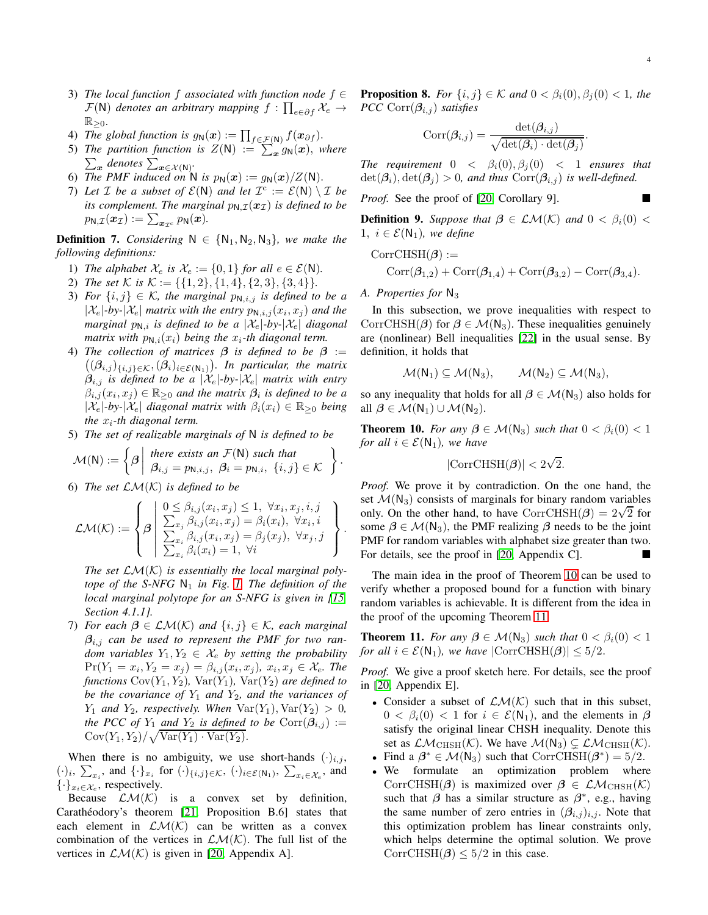3) *The local function $f$ associated with function node $f \in \mathcal{F}(\mathsf{N})$ denotes an arbitrary mapping $f : \prod_{e \in \partial f} \mathcal{X}_e \to \mathbb{R}_{\geq 0}$.*
4) *The global function is $g_{\mathsf{N}}(\boldsymbol{x}) := \prod_{f \in \mathcal{F}(\mathsf{N})} f(\boldsymbol{x}_{\partial f})$.*
5) *The partition function is $Z(\mathsf{N}) := \sum_{\boldsymbol{x}} g_{\mathsf{N}}(\boldsymbol{x})$, where $\sum_{\boldsymbol{x}}$ denotes $\sum_{\boldsymbol{x} \in \mathcal{X}(\mathsf{N})}$.*
6) *The PMF induced on $\mathsf{N}$ is $p_{\mathsf{N}}(\boldsymbol{x}) := g_{\mathsf{N}}(\boldsymbol{x})/Z(\mathsf{N})$.*
7) *Let $\mathcal{I}$ be a subset of $\mathcal{E}(\mathsf{N})$ and let $\mathcal{I}^{\mathrm{c}} := \mathcal{E}(\mathsf{N}) \setminus \mathcal{I}$ be its complement. The marginal $p_{\mathsf{N},\mathcal{I}}(\boldsymbol{x}_{\mathcal{I}})$ is defined to be $p_{\mathsf{N},\mathcal{I}}(\boldsymbol{x}_{\mathcal{I}}) := \sum_{\boldsymbol{x}_{\mathcal{I}^{\mathrm{c}}}} p_{\mathsf{N}}(\boldsymbol{x})$.*

**Definition 7.** *Considering $\mathsf{N} \in \{\mathsf{N}_1, \mathsf{N}_2, \mathsf{N}_3\}$, we make the following definitions:*

1) *The alphabet $\mathcal{X}_e$ is $\mathcal{X}_e := \{0, 1\}$ for all $e \in \mathcal{E}(\mathsf{N})$.*
2) *The set $\mathcal{K}$ is $\mathcal{K} := \{\{1, 2\}, \{1, 4\}, \{2, 3\}, \{3, 4\}\}$.*
3) *For $\{i, j\} \in \mathcal{K}$, the marginal $p_{\mathsf{N},i,j}$ is defined to be a $|\mathcal{X}_e|$-by-$|\mathcal{X}_e|$ matrix with the entry $p_{\mathsf{N},i,j}(x_i, x_j)$ and the marginal $p_{\mathsf{N},i}$ is defined to be a $|\mathcal{X}_e|$-by-$|\mathcal{X}_e|$ diagonal matrix with $p_{\mathsf{N},i}(x_i)$ being the $x_i$-th diagonal term.*
4) *The collection of matrices $\boldsymbol{\beta}$ is defined to be $\boldsymbol{\beta} := \big((\boldsymbol{\beta}_{i,j})_{\{i,j\} \in \mathcal{K}}, (\boldsymbol{\beta}_i)_{i \in \mathcal{E}(\mathsf{N}_1)}\big)$. In particular, the matrix $\boldsymbol{\beta}_{i,j}$ is defined to be a $|\mathcal{X}_e|$-by-$|\mathcal{X}_e|$ matrix with entry $\beta_{i,j}(x_i, x_j) \in \mathbb{R}_{\geq 0}$ and the matrix $\boldsymbol{\beta}_i$ is defined to be a $|\mathcal{X}_e|$-by-$|\mathcal{X}_e|$ diagonal matrix with $\beta_i(x_i) \in \mathbb{R}_{\geq 0}$ being the $x_i$-th diagonal term.*
5) *The set of realizable marginals of $\mathsf{N}$ is defined to be*
$$\mathcal{M}(\mathsf{N}) := \left\{ \boldsymbol{\beta} \;\middle|\; \begin{array}{l} \text{there exists an } \mathcal{F}(\mathsf{N}) \text{ such that} \\ \boldsymbol{\beta}_{i,j} = p_{\mathsf{N},i,j},\ \boldsymbol{\beta}_i = p_{\mathsf{N},i},\ \{i,j\} \in \mathcal{K} \end{array} \right\}.$$
6) *The set $\mathcal{LM}(\mathcal{K})$ is defined to be*
$$\mathcal{LM}(\mathcal{K}) := \left\{ \boldsymbol{\beta} \;\middle|\; \begin{array}{l} 0 \leq \beta_{i,j}(x_i, x_j) \leq 1,\ \forall x_i, x_j, i, j \\ \sum_{x_j} \beta_{i,j}(x_i, x_j) = \beta_i(x_i),\ \forall x_i, i \\ \sum_{x_i} \beta_{i,j}(x_i, x_j) = \beta_j(x_j),\ \forall x_j, j \\ \sum_{x_i} \beta_i(x_i) = 1,\ \forall i \end{array} \right\}.$$
*The set $\mathcal{LM}(\mathcal{K})$ is essentially the local marginal polytope of the S-NFG $\mathsf{N}_1$ in Fig. 1. The definition of the local marginal polytope for an S-NFG is given in [15, Section 4.1.1].*
7) *For each $\boldsymbol{\beta} \in \mathcal{LM}(\mathcal{K})$ and $\{i, j\} \in \mathcal{K}$, each marginal $\boldsymbol{\beta}_{i,j}$ can be used to represent the PMF for two random variables $Y_1, Y_2 \in \mathcal{X}_e$ by setting the probability $\Pr(Y_1 = x_i, Y_2 = x_j) = \beta_{i,j}(x_i, x_j)$, $x_i, x_j \in \mathcal{X}_e$. The functions $\mathrm{Cov}(Y_1, Y_2)$, $\mathrm{Var}(Y_1)$, $\mathrm{Var}(Y_2)$ are defined to be the covariance of $Y_1$ and $Y_2$, and the variances of $Y_1$ and $Y_2$, respectively. When $\mathrm{Var}(Y_1), \mathrm{Var}(Y_2) > 0$, the PCC of $Y_1$ and $Y_2$ is defined to be $\mathrm{Corr}(\boldsymbol{\beta}_{i,j}) := \mathrm{Cov}(Y_1, Y_2)/\sqrt{\mathrm{Var}(Y_1) \cdot \mathrm{Var}(Y_2)}$.*

When there is no ambiguity, we use short-hands $(\cdot)_{i,j}$, $(\cdot)_i$, $\sum_{x_i}$, and $\{\cdot\}_{x_i}$ for $(\cdot)_{\{i,j\} \in \mathcal{K}}$, $(\cdot)_{i \in \mathcal{E}(\mathsf{N}_1)}$, $\sum_{x_i \in \mathcal{X}_e}$, and $\{\cdot\}_{x_i \in \mathcal{X}_e}$, respectively.

Because $\mathcal{LM}(\mathcal{K})$ is a convex set by definition, Carathéodory's theorem [21, Proposition B.6] states that each element in $\mathcal{LM}(\mathcal{K})$ can be written as a convex combination of the vertices in $\mathcal{LM}(\mathcal{K})$. The full list of the vertices in $\mathcal{LM}(\mathcal{K})$ is given in [20, Appendix A].

**Proposition 8.** *For $\{i, j\} \in \mathcal{K}$ and $0 < \beta_i(0), \beta_j(0) < 1$, the PCC $\mathrm{Corr}(\boldsymbol{\beta}_{i,j})$ satisfies*
$$\mathrm{Corr}(\boldsymbol{\beta}_{i,j}) = \frac{\det(\boldsymbol{\beta}_{i,j})}{\sqrt{\det(\boldsymbol{\beta}_i) \cdot \det(\boldsymbol{\beta}_j)}}.$$
*The requirement $0 < \beta_i(0), \beta_j(0) < 1$ ensures that $\det(\boldsymbol{\beta}_i), \det(\boldsymbol{\beta}_j) > 0$, and thus $\mathrm{Corr}(\boldsymbol{\beta}_{i,j})$ is well-defined.*

*Proof.* See the proof of [20, Corollary 9]. ∎

**Definition 9.** *Suppose that $\boldsymbol{\beta} \in \mathcal{LM}(\mathcal{K})$ and $0 < \beta_i(0) < 1$, $i \in \mathcal{E}(\mathsf{N}_1)$, we define*
$$\begin{aligned} &\mathrm{CorrCHSH}(\boldsymbol{\beta}) := \\ &\quad \mathrm{Corr}(\boldsymbol{\beta}_{1,2}) + \mathrm{Corr}(\boldsymbol{\beta}_{1,4}) + \mathrm{Corr}(\boldsymbol{\beta}_{3,2}) - \mathrm{Corr}(\boldsymbol{\beta}_{3,4}). \end{aligned}$$

## A. Properties for $\mathsf{N}_3$

In this subsection, we prove inequalities with respect to $\mathrm{CorrCHSH}(\boldsymbol{\beta})$ for $\boldsymbol{\beta} \in \mathcal{M}(\mathsf{N}_3)$. These inequalities genuinely are (nonlinear) Bell inequalities [22] in the usual sense. By definition, it holds that
$$\mathcal{M}(\mathsf{N}_1) \subseteq \mathcal{M}(\mathsf{N}_3), \qquad \mathcal{M}(\mathsf{N}_2) \subseteq \mathcal{M}(\mathsf{N}_3),$$
so any inequality that holds for all $\boldsymbol{\beta} \in \mathcal{M}(\mathsf{N}_3)$ also holds for all $\boldsymbol{\beta} \in \mathcal{M}(\mathsf{N}_1) \cup \mathcal{M}(\mathsf{N}_2)$.

**Theorem 10.** *For any $\boldsymbol{\beta} \in \mathcal{M}(\mathsf{N}_3)$ such that $0 < \beta_i(0) < 1$ for all $i \in \mathcal{E}(\mathsf{N}_1)$, we have*
$$|\mathrm{CorrCHSH}(\boldsymbol{\beta})| < 2\sqrt{2}.$$

*Proof.* We prove it by contradiction. On the one hand, the set $\mathcal{M}(\mathsf{N}_3)$ consists of marginals for binary random variables only. On the other hand, to have $\mathrm{CorrCHSH}(\boldsymbol{\beta}) = 2\sqrt{2}$ for some $\boldsymbol{\beta} \in \mathcal{M}(\mathsf{N}_3)$, the PMF realizing $\boldsymbol{\beta}$ needs to be the joint PMF for random variables with alphabet size greater than two. For details, see the proof in [20, Appendix C]. ∎

The main idea in the proof of Theorem 10 can be used to verify whether a proposed bound for a function with binary random variables is achievable. It is different from the idea in the proof of the upcoming Theorem 11.

**Theorem 11.** *For any $\boldsymbol{\beta} \in \mathcal{M}(\mathsf{N}_3)$ such that $0 < \beta_i(0) < 1$ for all $i \in \mathcal{E}(\mathsf{N}_1)$, we have $|\mathrm{CorrCHSH}(\boldsymbol{\beta})| \leq 5/2$.*

*Proof.* We give a proof sketch here. For details, see the proof in [20, Appendix E].

- Consider a subset of $\mathcal{LM}(\mathcal{K})$ such that in this subset, $0 < \beta_i(0) < 1$ for $i \in \mathcal{E}(\mathsf{N}_1)$, and the elements in $\boldsymbol{\beta}$ satisfy the original linear CHSH inequality. Denote this set as $\mathcal{LM}_{\mathrm{CHSH}}(\mathcal{K})$. We have $\mathcal{M}(\mathsf{N}_3) \subsetneq \mathcal{LM}_{\mathrm{CHSH}}(\mathcal{K})$.
- Find a $\boldsymbol{\beta}^* \in \mathcal{M}(\mathsf{N}_3)$ such that $\mathrm{CorrCHSH}(\boldsymbol{\beta}^*) = 5/2$.
- We formulate an optimization problem where $\mathrm{CorrCHSH}(\boldsymbol{\beta})$ is maximized over $\boldsymbol{\beta} \in \mathcal{LM}_{\mathrm{CHSH}}(\mathcal{K})$ such that $\boldsymbol{\beta}$ has a similar structure as $\boldsymbol{\beta}^*$, e.g., having the same number of zero entries in $(\boldsymbol{\beta}_{i,j})_{i,j}$. Note that this optimization problem has linear constraints only, which helps determine the optimal solution. We prove $\mathrm{CorrCHSH}(\boldsymbol{\beta}) \leq 5/2$ in this case.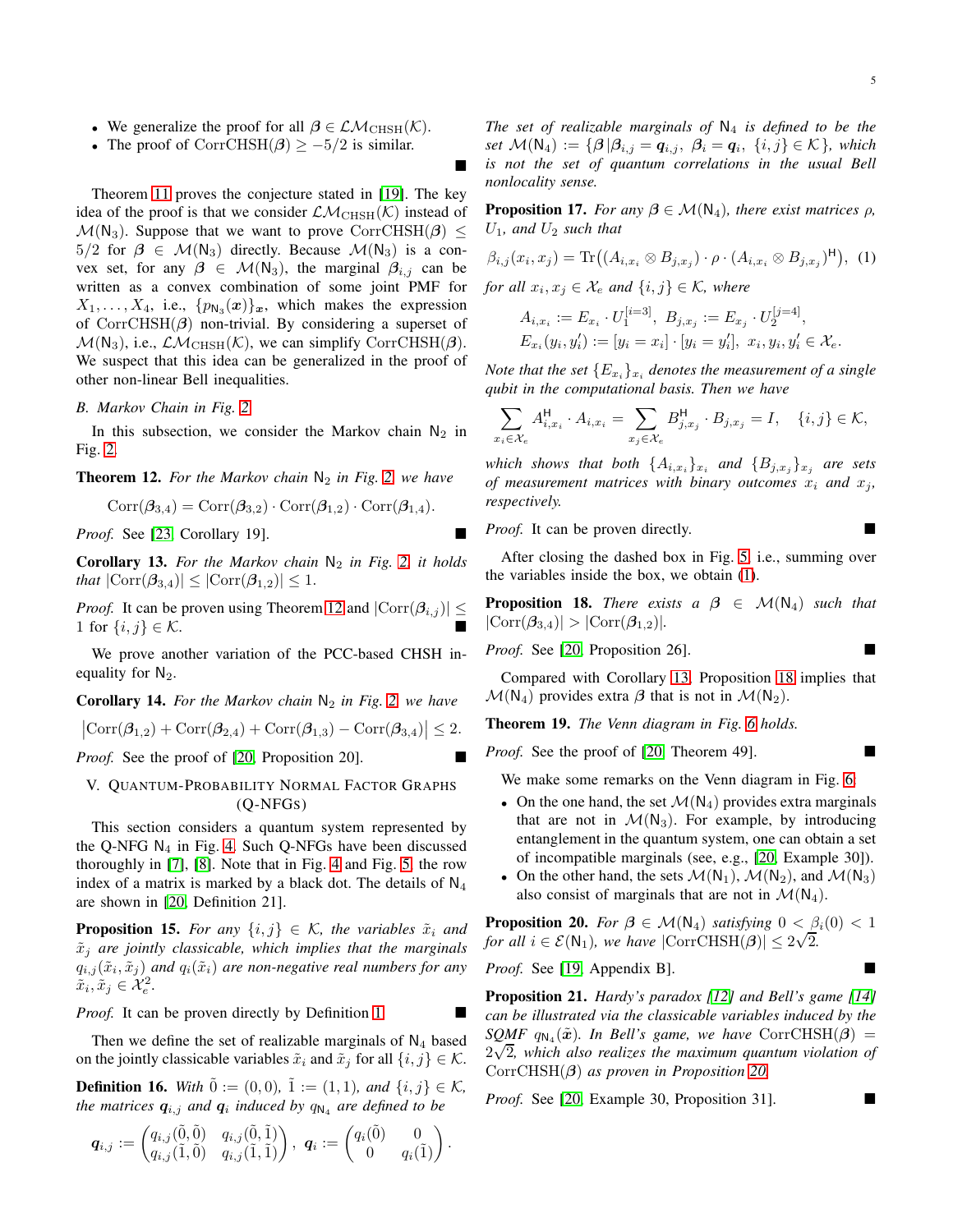- We generalize the proof for all $\boldsymbol{\beta} \in \mathcal{LM}_{\mathrm{CHSH}}(\mathcal{K})$.
- The proof of $\mathrm{CorrCHSH}(\boldsymbol{\beta}) \geq -5/2$ is similar.

∎

Theorem 11 proves the conjecture stated in [19]. The key idea of the proof is that we consider $\mathcal{LM}_{\mathrm{CHSH}}(\mathcal{K})$ instead of $\mathcal{M}(\mathsf{N}_3)$. Suppose that we want to prove $\mathrm{CorrCHSH}(\boldsymbol{\beta}) \leq 5/2$ for $\boldsymbol{\beta} \in \mathcal{M}(\mathsf{N}_3)$ directly. Because $\mathcal{M}(\mathsf{N}_3)$ is a convex set, for any $\boldsymbol{\beta} \in \mathcal{M}(\mathsf{N}_3)$, the marginal $\boldsymbol{\beta}_{i,j}$ can be written as a convex combination of some joint PMF for $X_1, \ldots, X_4$, i.e., $\{p_{\mathsf{N}_3}(\boldsymbol{x})\}_{\boldsymbol{x}}$, which makes the expression of $\mathrm{CorrCHSH}(\boldsymbol{\beta})$ non-trivial. By considering a superset of $\mathcal{M}(\mathsf{N}_3)$, i.e., $\mathcal{LM}_{\mathrm{CHSH}}(\mathcal{K})$, we can simplify $\mathrm{CorrCHSH}(\boldsymbol{\beta})$. We suspect that this idea can be generalized in the proof of other non-linear Bell inequalities.

### B. Markov Chain in Fig. 2

In this subsection, we consider the Markov chain $\mathsf{N}_2$ in Fig. 2.

**Theorem 12.** *For the Markov chain $\mathsf{N}_2$ in Fig. 2 we have*

$$\mathrm{Corr}(\boldsymbol{\beta}_{3,4}) = \mathrm{Corr}(\boldsymbol{\beta}_{3,2}) \cdot \mathrm{Corr}(\boldsymbol{\beta}_{1,2}) \cdot \mathrm{Corr}(\boldsymbol{\beta}_{1,4}).$$

*Proof.* See [23, Corollary 19]. ∎

**Corollary 13.** *For the Markov chain $\mathsf{N}_2$ in Fig. 2, it holds that $|\mathrm{Corr}(\boldsymbol{\beta}_{3,4})| \leq |\mathrm{Corr}(\boldsymbol{\beta}_{1,2})| \leq 1$.*

*Proof.* It can be proven using Theorem 12 and $|\mathrm{Corr}(\boldsymbol{\beta}_{i,j})| \leq 1$ for $\{i,j\} \in \mathcal{K}$. ∎

We prove another variation of the PCC-based CHSH inequality for $\mathsf{N}_2$.

**Corollary 14.** *For the Markov chain $\mathsf{N}_2$ in Fig. 2 we have*

$$\left|\mathrm{Corr}(\boldsymbol{\beta}_{1,2}) + \mathrm{Corr}(\boldsymbol{\beta}_{2,4}) + \mathrm{Corr}(\boldsymbol{\beta}_{1,3}) - \mathrm{Corr}(\boldsymbol{\beta}_{3,4})\right| \leq 2.$$

*Proof.* See the proof of [20, Proposition 20]. ∎

## V. Quantum-Probability Normal Factor Graphs (Q-NFGs)

This section considers a quantum system represented by the Q-NFG $\mathsf{N}_4$ in Fig. 4. Such Q-NFGs have been discussed thoroughly in [7], [8]. Note that in Fig. 4 and Fig. 5, the row index of a matrix is marked by a black dot. The details of $\mathsf{N}_4$ are shown in [20, Definition 21].

**Proposition 15.** *For any $\{i,j\} \in \mathcal{K}$, the variables $\tilde{x}_i$ and $\tilde{x}_j$ are jointly classicable, which implies that the marginals $q_{i,j}(\tilde{x}_i, \tilde{x}_j)$ and $q_i(\tilde{x}_i)$ are non-negative real numbers for any $\tilde{x}_i, \tilde{x}_j \in \mathcal{X}_e^2$.*

*Proof.* It can be proven directly by Definition 1. ∎

Then we define the set of realizable marginals of $\mathsf{N}_4$ based on the jointly classicable variables $\tilde{x}_i$ and $\tilde{x}_j$ for all $\{i,j\} \in \mathcal{K}$.

**Definition 16.** *With $\tilde{0} := (0,0)$, $\tilde{1} := (1,1)$, and $\{i,j\} \in \mathcal{K}$, the matrices $\boldsymbol{q}_{i,j}$ and $\boldsymbol{q}_i$ induced by $q_{\mathsf{N}_4}$ are defined to be*

$$\boldsymbol{q}_{i,j} := \begin{pmatrix} q_{i,j}(\tilde{0},\tilde{0}) & q_{i,j}(\tilde{0},\tilde{1}) \\ q_{i,j}(\tilde{1},\tilde{0}) & q_{i,j}(\tilde{1},\tilde{1}) \end{pmatrix}, \ \boldsymbol{q}_i := \begin{pmatrix} q_i(\tilde{0}) & 0 \\ 0 & q_i(\tilde{1}) \end{pmatrix}.$$

*The set of realizable marginals of $\mathsf{N}_4$ is defined to be the set $\mathcal{M}(\mathsf{N}_4) := \{\boldsymbol{\beta} \,|\, \boldsymbol{\beta}_{i,j} = \boldsymbol{q}_{i,j},\ \boldsymbol{\beta}_i = \boldsymbol{q}_i,\ \{i,j\} \in \mathcal{K}\}$, which is not the set of quantum correlations in the usual Bell nonlocality sense.*

**Proposition 17.** *For any $\boldsymbol{\beta} \in \mathcal{M}(\mathsf{N}_4)$, there exist matrices $\rho$, $U_1$, and $U_2$ such that*

$$\beta_{i,j}(x_i, x_j) = \mathrm{Tr}\big((A_{i,x_i} \otimes B_{j,x_j}) \cdot \rho \cdot (A_{i,x_i} \otimes B_{j,x_j})^{\mathsf{H}}\big), \quad (1)$$

*for all $x_i, x_j \in \mathcal{X}_e$ and $\{i,j\} \in \mathcal{K}$, where*

$$A_{i,x_i} := E_{x_i} \cdot U_1^{[i=3]},\ B_{j,x_j} := E_{x_j} \cdot U_2^{[j=4]},$$
$$E_{x_i}(y_i, y_i') := [y_i = x_i] \cdot [y_i = y_i'],\ x_i, y_i, y_i' \in \mathcal{X}_e.$$

*Note that the set $\{E_{x_i}\}_{x_i}$ denotes the measurement of a single qubit in the computational basis. Then we have*

$$\sum_{x_i \in \mathcal{X}_e} A_{i,x_i}^{\mathsf{H}} \cdot A_{i,x_i} = \sum_{x_j \in \mathcal{X}_e} B_{j,x_j}^{\mathsf{H}} \cdot B_{j,x_j} = I, \quad \{i,j\} \in \mathcal{K},$$

*which shows that both $\{A_{i,x_i}\}_{x_i}$ and $\{B_{j,x_j}\}_{x_j}$ are sets of measurement matrices with binary outcomes $x_i$ and $x_j$, respectively.*

*Proof.* It can be proven directly. ∎

After closing the dashed box in Fig. 5, i.e., summing over the variables inside the box, we obtain (1).

**Proposition 18.** *There exists a $\boldsymbol{\beta} \in \mathcal{M}(\mathsf{N}_4)$ such that $|\mathrm{Corr}(\boldsymbol{\beta}_{3,4})| > |\mathrm{Corr}(\boldsymbol{\beta}_{1,2})|$.*

*Proof.* See [20, Proposition 26]. ∎

Compared with Corollary 13, Proposition 18 implies that $\mathcal{M}(\mathsf{N}_4)$ provides extra $\boldsymbol{\beta}$ that is not in $\mathcal{M}(\mathsf{N}_2)$.

**Theorem 19.** *The Venn diagram in Fig. 6 holds.*

*Proof.* See the proof of [20, Theorem 49]. ∎

We make some remarks on the Venn diagram in Fig. 6.

- On the one hand, the set $\mathcal{M}(\mathsf{N}_4)$ provides extra marginals that are not in $\mathcal{M}(\mathsf{N}_3)$. For example, by introducing entanglement in the quantum system, one can obtain a set of incompatible marginals (see, e.g., [20, Example 30]).
- On the other hand, the sets $\mathcal{M}(\mathsf{N}_1)$, $\mathcal{M}(\mathsf{N}_2)$, and $\mathcal{M}(\mathsf{N}_3)$ also consist of marginals that are not in $\mathcal{M}(\mathsf{N}_4)$.

**Proposition 20.** *For $\boldsymbol{\beta} \in \mathcal{M}(\mathsf{N}_4)$ satisfying $0 < \beta_i(0) < 1$ for all $i \in \mathcal{E}(\mathsf{N}_1)$, we have $|\mathrm{CorrCHSH}(\boldsymbol{\beta})| \leq 2\sqrt{2}$.*

*Proof.* See [19, Appendix B]. ∎

**Proposition 21.** *Hardy's paradox [12] and Bell's game [14] can be illustrated via the classicable variables induced by the SQMF $q_{\mathsf{N}_4}(\tilde{\boldsymbol{x}})$. In Bell's game, we have $\mathrm{CorrCHSH}(\boldsymbol{\beta}) = 2\sqrt{2}$, which also realizes the maximum quantum violation of $\mathrm{CorrCHSH}(\boldsymbol{\beta})$ as proven in Proposition 20.*

*Proof.* See [20, Example 30, Proposition 31]. ∎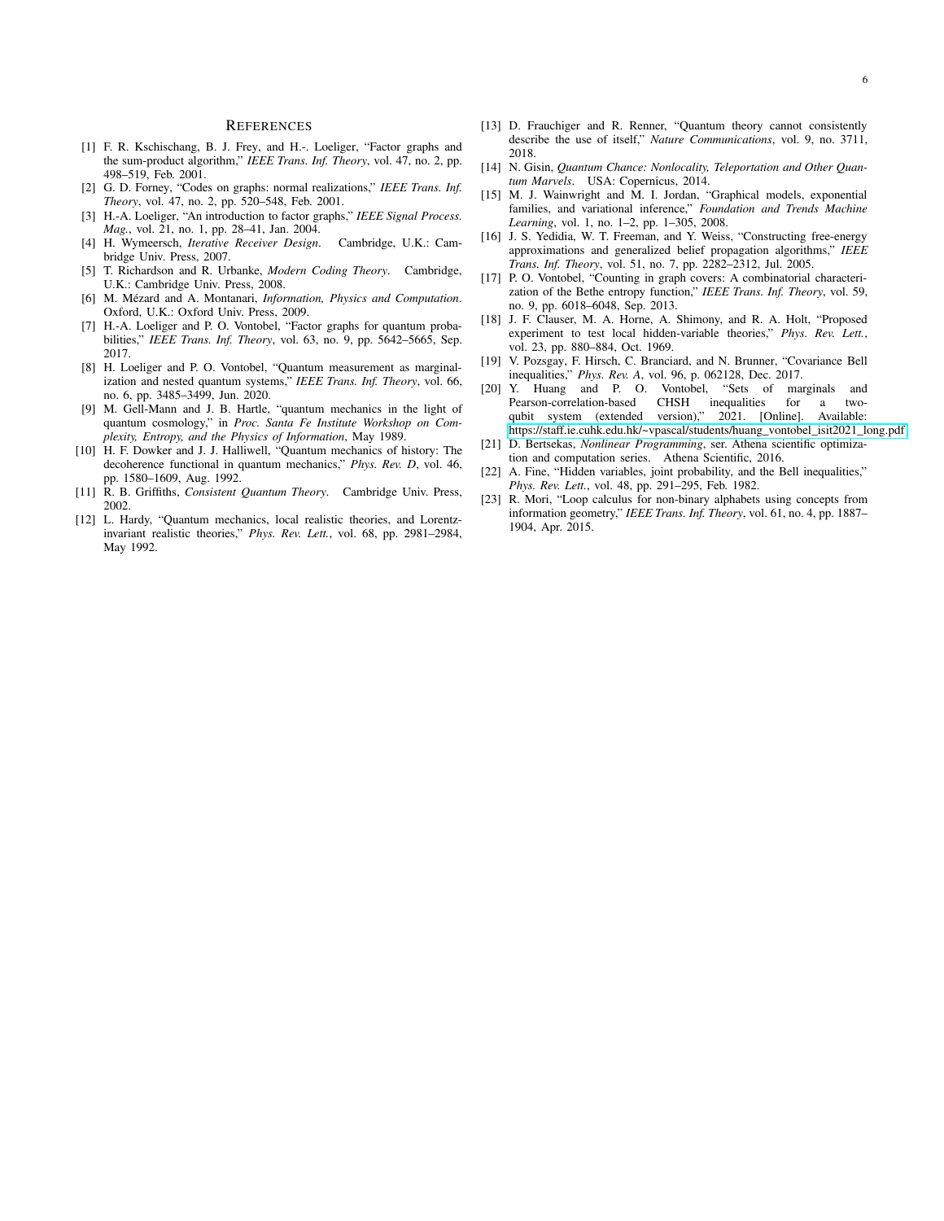## REFERENCES

[1] F. R. Kschischang, B. J. Frey, and H.-. Loeliger, "Factor graphs and the sum-product algorithm," *IEEE Trans. Inf. Theory*, vol. 47, no. 2, pp. 498–519, Feb. 2001.

[2] G. D. Forney, "Codes on graphs: normal realizations," *IEEE Trans. Inf. Theory*, vol. 47, no. 2, pp. 520–548, Feb. 2001.

[3] H.-A. Loeliger, "An introduction to factor graphs," *IEEE Signal Process. Mag.*, vol. 21, no. 1, pp. 28–41, Jan. 2004.

[4] H. Wymeersch, *Iterative Receiver Design*. Cambridge, U.K.: Cambridge Univ. Press, 2007.

[5] T. Richardson and R. Urbanke, *Modern Coding Theory*. Cambridge, U.K.: Cambridge Univ. Press, 2008.

[6] M. Mézard and A. Montanari, *Information, Physics and Computation*. Oxford, U.K.: Oxford Univ. Press, 2009.

[7] H.-A. Loeliger and P. O. Vontobel, "Factor graphs for quantum probabilities," *IEEE Trans. Inf. Theory*, vol. 63, no. 9, pp. 5642–5665, Sep. 2017.

[8] H. Loeliger and P. O. Vontobel, "Quantum measurement as marginalization and nested quantum systems," *IEEE Trans. Inf. Theory*, vol. 66, no. 6, pp. 3485–3499, Jun. 2020.

[9] M. Gell-Mann and J. B. Hartle, "quantum mechanics in the light of quantum cosmology," in *Proc. Santa Fe Institute Workshop on Complexity, Entropy, and the Physics of Information*, May 1989.

[10] H. F. Dowker and J. J. Halliwell, "Quantum mechanics of history: The decoherence functional in quantum mechanics," *Phys. Rev. D*, vol. 46, pp. 1580–1609, Aug. 1992.

[11] R. B. Griffiths, *Consistent Quantum Theory*. Cambridge Univ. Press, 2002.

[12] L. Hardy, "Quantum mechanics, local realistic theories, and Lorentz-invariant realistic theories," *Phys. Rev. Lett.*, vol. 68, pp. 2981–2984, May 1992.

[13] D. Frauchiger and R. Renner, "Quantum theory cannot consistently describe the use of itself," *Nature Communications*, vol. 9, no. 3711, 2018.

[14] N. Gisin, *Quantum Chance: Nonlocality, Teleportation and Other Quantum Marvels*. USA: Copernicus, 2014.

[15] M. J. Wainwright and M. I. Jordan, "Graphical models, exponential families, and variational inference," *Foundation and Trends Machine Learning*, vol. 1, no. 1–2, pp. 1–305, 2008.

[16] J. S. Yedidia, W. T. Freeman, and Y. Weiss, "Constructing free-energy approximations and generalized belief propagation algorithms," *IEEE Trans. Inf. Theory*, vol. 51, no. 7, pp. 2282–2312, Jul. 2005.

[17] P. O. Vontobel, "Counting in graph covers: A combinatorial characterization of the Bethe entropy function," *IEEE Trans. Inf. Theory*, vol. 59, no. 9, pp. 6018–6048, Sep. 2013.

[18] J. F. Clauser, M. A. Horne, A. Shimony, and R. A. Holt, "Proposed experiment to test local hidden-variable theories," *Phys. Rev. Lett.*, vol. 23, pp. 880–884, Oct. 1969.

[19] V. Pozsgay, F. Hirsch, C. Branciard, and N. Brunner, "Covariance Bell inequalities," *Phys. Rev. A*, vol. 96, p. 062128, Dec. 2017.

[20] Y. Huang and P. O. Vontobel, "Sets of marginals and Pearson-correlation-based CHSH inequalities for a two-qubit system (extended version)," 2021. [Online]. Available: https://staff.ie.cuhk.edu.hk/~vpascal/students/huang_vontobel_isit2021_long.pdf

[21] D. Bertsekas, *Nonlinear Programming*, ser. Athena scientific optimization and computation series. Athena Scientific, 2016.

[22] A. Fine, "Hidden variables, joint probability, and the Bell inequalities," *Phys. Rev. Lett.*, vol. 48, pp. 291–295, Feb. 1982.

[23] R. Mori, "Loop calculus for non-binary alphabets using concepts from information geometry," *IEEE Trans. Inf. Theory*, vol. 61, no. 4, pp. 1887–1904, Apr. 2015.